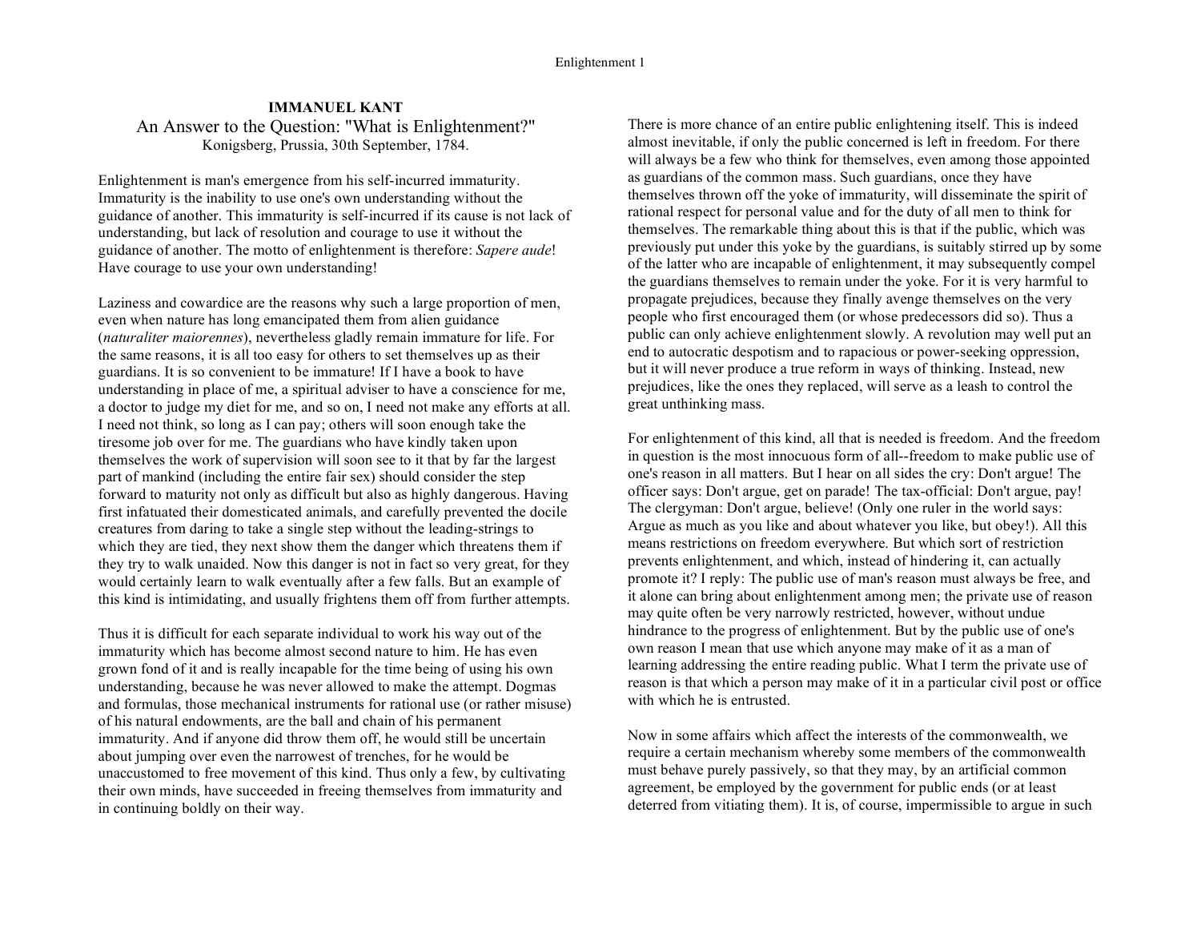**IMMANUEL KANT**

# An Answer to the Question: "What is Enlightenment?"

Konigsberg, Prussia, 30th September, 1784.

Enlightenment is man's emergence from his self-incurred immaturity. Immaturity is the inability to use one's own understanding without the guidance of another. This immaturity is self-incurred if its cause is not lack of understanding, but lack of resolution and courage to use it without the guidance of another. The motto of enlightenment is therefore: *Sapere aude*! Have courage to use your own understanding!

Laziness and cowardice are the reasons why such a large proportion of men, even when nature has long emancipated them from alien guidance (*naturaliter maiorennes*), nevertheless gladly remain immature for life. For the same reasons, it is all too easy for others to set themselves up as their guardians. It is so convenient to be immature! If I have a book to have understanding in place of me, a spiritual adviser to have a conscience for me, a doctor to judge my diet for me, and so on, I need not make any efforts at all. I need not think, so long as I can pay; others will soon enough take the tiresome job over for me. The guardians who have kindly taken upon themselves the work of supervision will soon see to it that by far the largest part of mankind (including the entire fair sex) should consider the step forward to maturity not only as difficult but also as highly dangerous. Having first infatuated their domesticated animals, and carefully prevented the docile creatures from daring to take a single step without the leading-strings to which they are tied, they next show them the danger which threatens them if they try to walk unaided. Now this danger is not in fact so very great, for they would certainly learn to walk eventually after a few falls. But an example of this kind is intimidating, and usually frightens them off from further attempts.

Thus it is difficult for each separate individual to work his way out of the immaturity which has become almost second nature to him. He has even grown fond of it and is really incapable for the time being of using his own understanding, because he was never allowed to make the attempt. Dogmas and formulas, those mechanical instruments for rational use (or rather misuse) of his natural endowments, are the ball and chain of his permanent immaturity. And if anyone did throw them off, he would still be uncertain about jumping over even the narrowest of trenches, for he would be unaccustomed to free movement of this kind. Thus only a few, by cultivating their own minds, have succeeded in freeing themselves from immaturity and in continuing boldly on their way.

There is more chance of an entire public enlightening itself. This is indeed almost inevitable, if only the public concerned is left in freedom. For there will always be a few who think for themselves, even among those appointed as guardians of the common mass. Such guardians, once they have themselves thrown off the yoke of immaturity, will disseminate the spirit of rational respect for personal value and for the duty of all men to think for themselves. The remarkable thing about this is that if the public, which was previously put under this yoke by the guardians, is suitably stirred up by some of the latter who are incapable of enlightenment, it may subsequently compel the guardians themselves to remain under the yoke. For it is very harmful to propagate prejudices, because they finally avenge themselves on the very people who first encouraged them (or whose predecessors did so). Thus a public can only achieve enlightenment slowly. A revolution may well put an end to autocratic despotism and to rapacious or power-seeking oppression, but it will never produce a true reform in ways of thinking. Instead, new prejudices, like the ones they replaced, will serve as a leash to control the great unthinking mass.

For enlightenment of this kind, all that is needed is freedom. And the freedom in question is the most innocuous form of all--freedom to make public use of one's reason in all matters. But I hear on all sides the cry: Don't argue! The officer says: Don't argue, get on parade! The tax-official: Don't argue, pay! The clergyman: Don't argue, believe! (Only one ruler in the world says: Argue as much as you like and about whatever you like, but obey!). All this means restrictions on freedom everywhere. But which sort of restriction prevents enlightenment, and which, instead of hindering it, can actually promote it? I reply: The public use of man's reason must always be free, and it alone can bring about enlightenment among men; the private use of reason may quite often be very narrowly restricted, however, without undue hindrance to the progress of enlightenment. But by the public use of one's own reason I mean that use which anyone may make of it as a man of learning addressing the entire reading public. What I term the private use of reason is that which a person may make of it in a particular civil post or office with which he is entrusted.

Now in some affairs which affect the interests of the commonwealth, we require a certain mechanism whereby some members of the commonwealth must behave purely passively, so that they may, by an artificial common agreement, be employed by the government for public ends (or at least deterred from vitiating them). It is, of course, impermissible to argue in such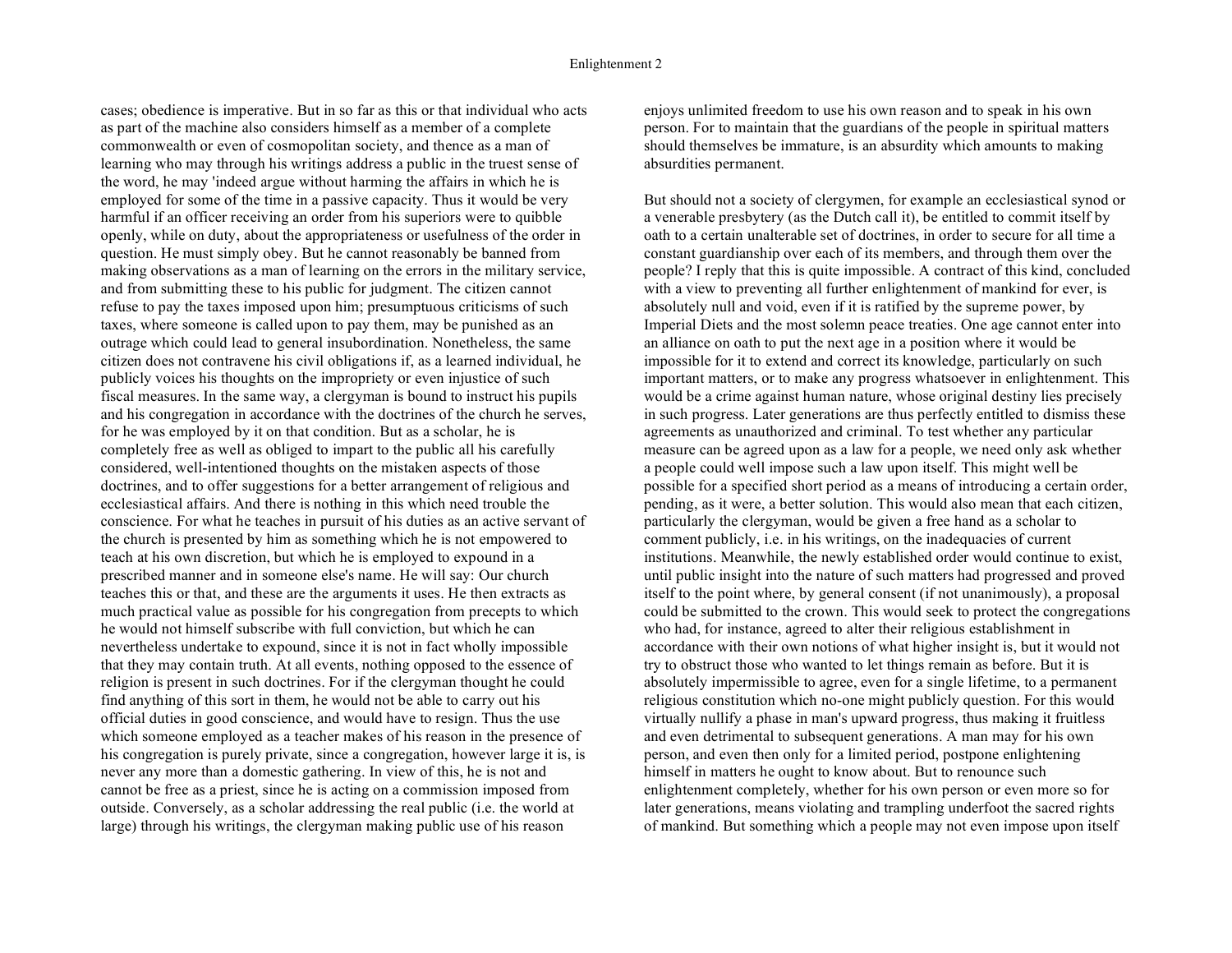cases; obedience is imperative. But in so far as this or that individual who acts as part of the machine also considers himself as a member of a complete commonwealth or even of cosmopolitan society, and thence as a man of learning who may through his writings address a public in the truest sense of the word, he may 'indeed argue without harming the affairs in which he is employed for some of the time in a passive capacity. Thus it would be very harmful if an officer receiving an order from his superiors were to quibble openly, while on duty, about the appropriateness or usefulness of the order in question. He must simply obey. But he cannot reasonably be banned from making observations as a man of learning on the errors in the military service, and from submitting these to his public for judgment. The citizen cannot refuse to pay the taxes imposed upon him; presumptuous criticisms of such taxes, where someone is called upon to pay them, may be punished as an outrage which could lead to general insubordination. Nonetheless, the same citizen does not contravene his civil obligations if, as a learned individual, he publicly voices his thoughts on the impropriety or even injustice of such fiscal measures. In the same way, a clergyman is bound to instruct his pupils and his congregation in accordance with the doctrines of the church he serves, for he was employed by it on that condition. But as a scholar, he is completely free as well as obliged to impart to the public all his carefully considered, well-intentioned thoughts on the mistaken aspects of those doctrines, and to offer suggestions for a better arrangement of religious and ecclesiastical affairs. And there is nothing in this which need trouble the conscience. For what he teaches in pursuit of his duties as an active servant of the church is presented by him as something which he is not empowered to teach at his own discretion, but which he is employed to expound in a prescribed manner and in someone else's name. He will say: Our church teaches this or that, and these are the arguments it uses. He then extracts as much practical value as possible for his congregation from precepts to which he would not himself subscribe with full conviction, but which he can nevertheless undertake to expound, since it is not in fact wholly impossible that they may contain truth. At all events, nothing opposed to the essence of religion is present in such doctrines. For if the clergyman thought he could find anything of this sort in them, he would not be able to carry out his official duties in good conscience, and would have to resign. Thus the use which someone employed as a teacher makes of his reason in the presence of his congregation is purely private, since a congregation, however large it is, is never any more than a domestic gathering. In view of this, he is not and cannot be free as a priest, since he is acting on a commission imposed from outside. Conversely, as a scholar addressing the real public (i.e. the world at large) through his writings, the clergyman making public use of his reason enjoys unlimited freedom to use his own reason and to speak in his own person. For to maintain that the guardians of the people in spiritual matters should themselves be immature, is an absurdity which amounts to making absurdities permanent.

But should not a society of clergymen, for example an ecclesiastical synod or a venerable presbytery (as the Dutch call it), be entitled to commit itself by oath to a certain unalterable set of doctrines, in order to secure for all time a constant guardianship over each of its members, and through them over the people? I reply that this is quite impossible. A contract of this kind, concluded with a view to preventing all further enlightenment of mankind for ever, is absolutely null and void, even if it is ratified by the supreme power, by Imperial Diets and the most solemn peace treaties. One age cannot enter into an alliance on oath to put the next age in a position where it would be impossible for it to extend and correct its knowledge, particularly on such important matters, or to make any progress whatsoever in enlightenment. This would be a crime against human nature, whose original destiny lies precisely in such progress. Later generations are thus perfectly entitled to dismiss these agreements as unauthorized and criminal. To test whether any particular measure can be agreed upon as a law for a people, we need only ask whether a people could well impose such a law upon itself. This might well be possible for a specified short period as a means of introducing a certain order, pending, as it were, a better solution. This would also mean that each citizen, particularly the clergyman, would be given a free hand as a scholar to comment publicly, i.e. in his writings, on the inadequacies of current institutions. Meanwhile, the newly established order would continue to exist, until public insight into the nature of such matters had progressed and proved itself to the point where, by general consent (if not unanimously), a proposal could be submitted to the crown. This would seek to protect the congregations who had, for instance, agreed to alter their religious establishment in accordance with their own notions of what higher insight is, but it would not try to obstruct those who wanted to let things remain as before. But it is absolutely impermissible to agree, even for a single lifetime, to a permanent religious constitution which no-one might publicly question. For this would virtually nullify a phase in man's upward progress, thus making it fruitless and even detrimental to subsequent generations. A man may for his own person, and even then only for a limited period, postpone enlightening himself in matters he ought to know about. But to renounce such enlightenment completely, whether for his own person or even more so for later generations, means violating and trampling underfoot the sacred rights of mankind. But something which a people may not even impose upon itself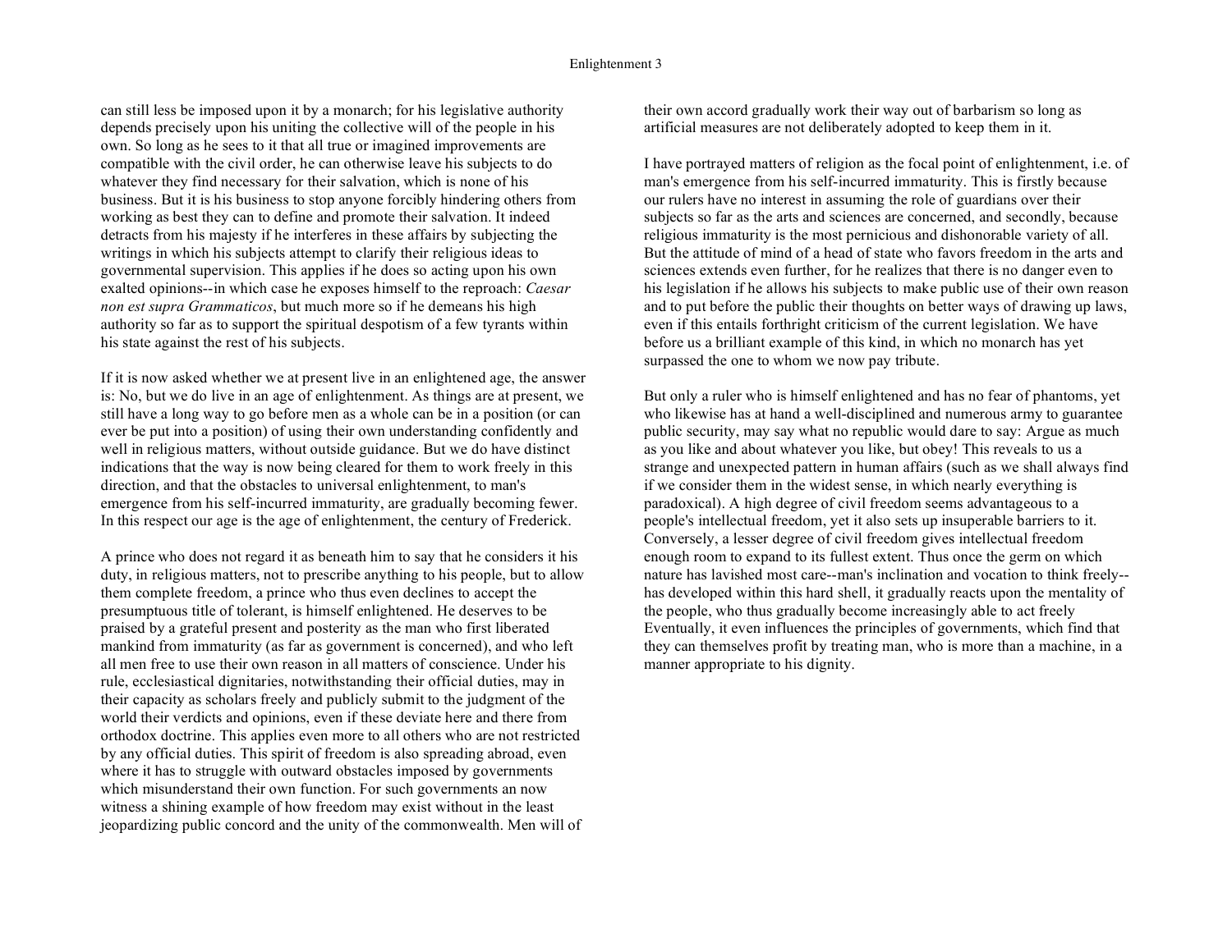can still less be imposed upon it by a monarch; for his legislative authority depends precisely upon his uniting the collective will of the people in his own. So long as he sees to it that all true or imagined improvements are compatible with the civil order, he can otherwise leave his subjects to do whatever they find necessary for their salvation, which is none of his business. But it is his business to stop anyone forcibly hindering others from working as best they can to define and promote their salvation. It indeed detracts from his majesty if he interferes in these affairs by subjecting the writings in which his subjects attempt to clarify their religious ideas to governmental supervision. This applies if he does so acting upon his own exalted opinions--in which case he exposes himself to the reproach: *Caesar non est supra Grammaticos*, but much more so if he demeans his high authority so far as to support the spiritual despotism of a few tyrants within his state against the rest of his subjects.

If it is now asked whether we at present live in an enlightened age, the answer is: No, but we do live in an age of enlightenment. As things are at present, we still have a long way to go before men as a whole can be in a position (or can ever be put into a position) of using their own understanding confidently and well in religious matters, without outside guidance. But we do have distinct indications that the way is now being cleared for them to work freely in this direction, and that the obstacles to universal enlightenment, to man's emergence from his self-incurred immaturity, are gradually becoming fewer. In this respect our age is the age of enlightenment, the century of Frederick.

A prince who does not regard it as beneath him to say that he considers it his duty, in religious matters, not to prescribe anything to his people, but to allow them complete freedom, a prince who thus even declines to accept the presumptuous title of tolerant, is himself enlightened. He deserves to be praised by a grateful present and posterity as the man who first liberated mankind from immaturity (as far as government is concerned), and who left all men free to use their own reason in all matters of conscience. Under his rule, ecclesiastical dignitaries, notwithstanding their official duties, may in their capacity as scholars freely and publicly submit to the judgment of the world their verdicts and opinions, even if these deviate here and there from orthodox doctrine. This applies even more to all others who are not restricted by any official duties. This spirit of freedom is also spreading abroad, even where it has to struggle with outward obstacles imposed by governments which misunderstand their own function. For such governments an now witness a shining example of how freedom may exist without in the least jeopardizing public concord and the unity of the commonwealth. Men will of their own accord gradually work their way out of barbarism so long as artificial measures are not deliberately adopted to keep them in it.

I have portrayed matters of religion as the focal point of enlightenment, i.e. of man's emergence from his self-incurred immaturity. This is firstly because our rulers have no interest in assuming the role of guardians over their subjects so far as the arts and sciences are concerned, and secondly, because religious immaturity is the most pernicious and dishonorable variety of all. But the attitude of mind of a head of state who favors freedom in the arts and sciences extends even further, for he realizes that there is no danger even to his legislation if he allows his subjects to make public use of their own reason and to put before the public their thoughts on better ways of drawing up laws, even if this entails forthright criticism of the current legislation. We have before us a brilliant example of this kind, in which no monarch has yet surpassed the one to whom we now pay tribute.

But only a ruler who is himself enlightened and has no fear of phantoms, yet who likewise has at hand a well-disciplined and numerous army to guarantee public security, may say what no republic would dare to say: Argue as much as you like and about whatever you like, but obey! This reveals to us a strange and unexpected pattern in human affairs (such as we shall always find if we consider them in the widest sense, in which nearly everything is paradoxical). A high degree of civil freedom seems advantageous to a people's intellectual freedom, yet it also sets up insuperable barriers to it. Conversely, a lesser degree of civil freedom gives intellectual freedom enough room to expand to its fullest extent. Thus once the germ on which nature has lavished most care--man's inclination and vocation to think freely--has developed within this hard shell, it gradually reacts upon the mentality of the people, who thus gradually become increasingly able to act freely Eventually, it even influences the principles of governments, which find that they can themselves profit by treating man, who is more than a machine, in a manner appropriate to his dignity.